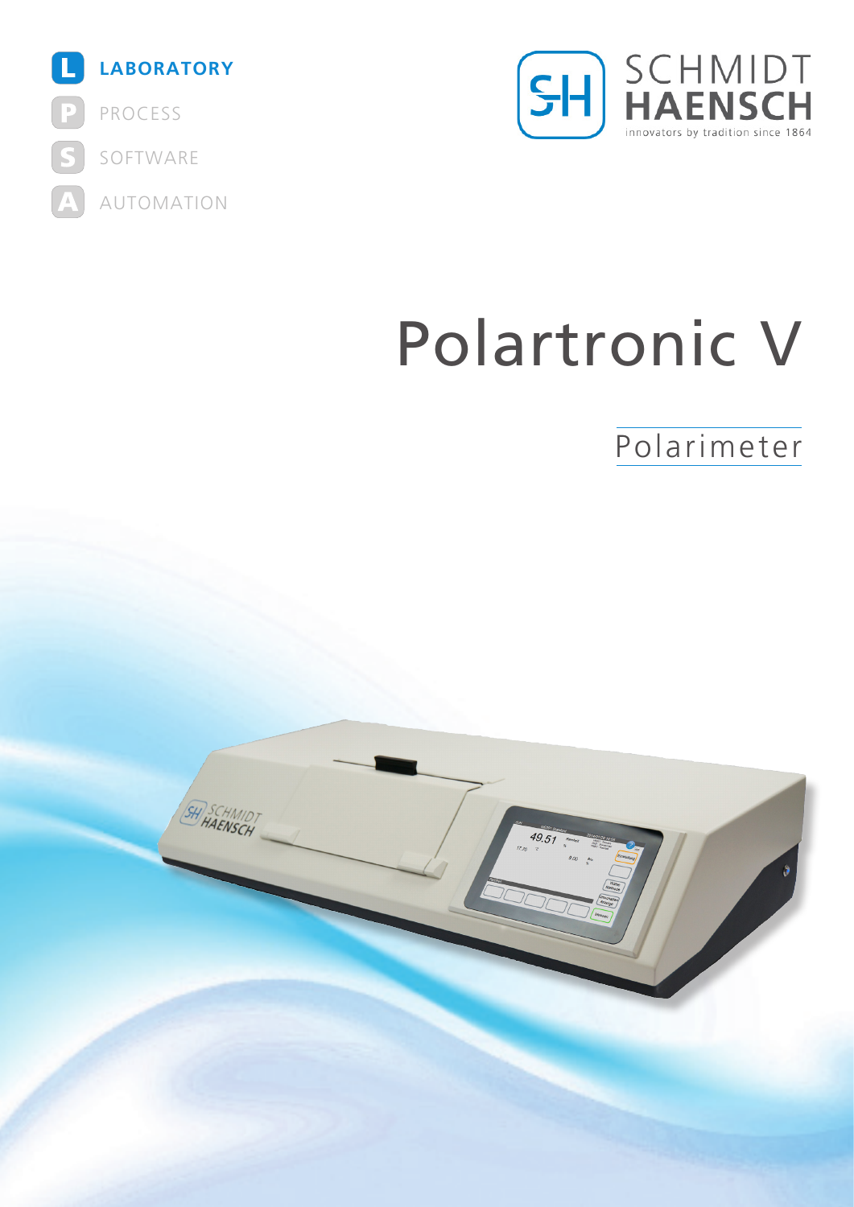**LABORATORY**

PROCESS

SOFTWARE

AUTOMATION

SCHMIDT HAENSCH

innovators by tradition since 1864

# Polartronic V

## Polarimeter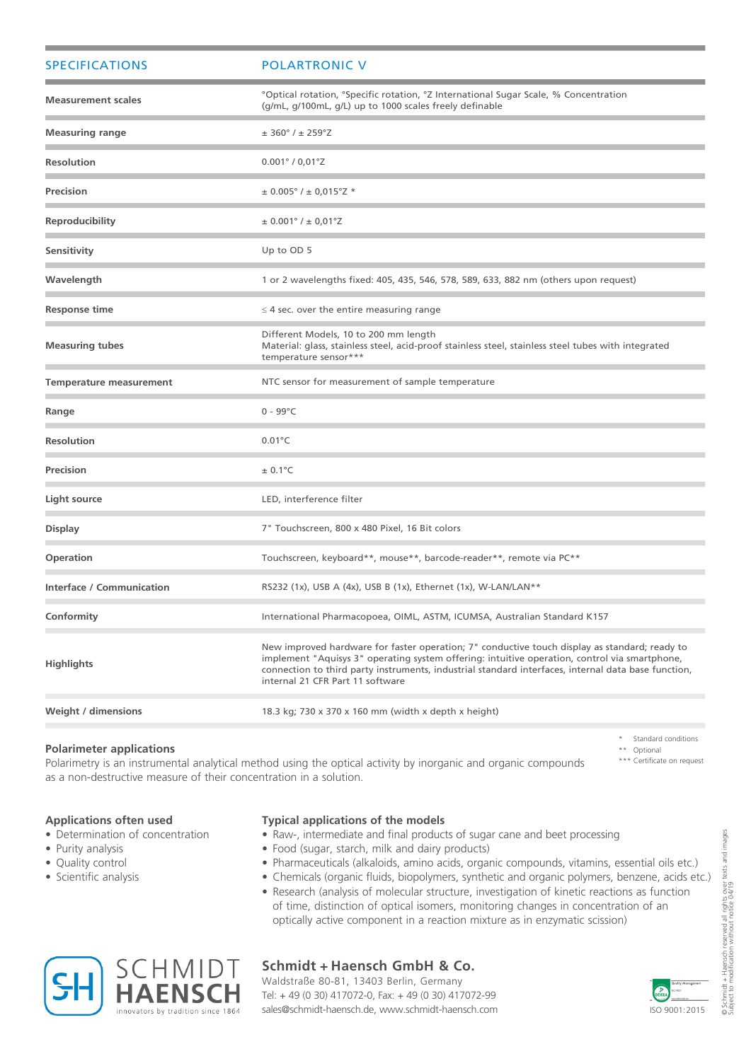| SPECIFICATIONS | POLARTRONIC V |
|---|---|
| **Measurement scales** | °Optical rotation, °Specific rotation, °Z International Sugar Scale, % Concentration (g/mL, g/100mL, g/L) up to 1000 scales freely definable |
| **Measuring range** | ± 360° / ± 259°Z |
| **Resolution** | 0.001° / 0,01°Z |
| **Precision** | ± 0.005° / ± 0,015°Z * |
| **Reproducibility** | ± 0.001° / ± 0,01°Z |
| **Sensitivity** | Up to OD 5 |
| **Wavelength** | 1 or 2 wavelengths fixed: 405, 435, 546, 578, 589, 633, 882 nm (others upon request) |
| **Response time** | ≤ 4 sec. over the entire measuring range |
| **Measuring tubes** | Different Models, 10 to 200 mm length<br>Material: glass, stainless steel, acid-proof stainless steel, stainless steel tubes with integrated temperature sensor*** |
| **Temperature measurement** | NTC sensor for measurement of sample temperature |
| **Range** | 0 - 99°C |
| **Resolution** | 0.01°C |
| **Precision** | ± 0.1°C |
| **Light source** | LED, interference filter |
| **Display** | 7" Touchscreen, 800 x 480 Pixel, 16 Bit colors |
| **Operation** | Touchscreen, keyboard**, mouse**, barcode-reader**, remote via PC** |
| **Interface / Communication** | RS232 (1x), USB A (4x), USB B (1x), Ethernet (1x), W-LAN/LAN** |
| **Conformity** | International Pharmacopoea, OIML, ASTM, ICUMSA, Australian Standard K157 |
| **Highlights** | New improved hardware for faster operation; 7" conductive touch display as standard; ready to implement "Aquisys 3" operating system offering: intuitive operation, control via smartphone, connection to third party instruments, industrial standard interfaces, internal data base function, internal 21 CFR Part 11 software |
| **Weight / dimensions** | 18.3 kg; 730 x 370 x 160 mm (width x depth x height) |

\* Standard conditions
\** Optional
\*** Certificate on request

### Polarimeter applications

Polarimetry is an instrumental analytical method using the optical activity by inorganic and organic compounds as a non-destructive measure of their concentration in a solution.

### Applications often used

- Determination of concentration
- Purity analysis
- Quality control
- Scientific analysis

### Typical applications of the models

- Raw-, intermediate and final products of sugar cane and beet processing
- Food (sugar, starch, milk and dairy products)
- Pharmaceuticals (alkaloids, amino acids, organic compounds, vitamins, essential oils etc.)
- Chemicals (organic fluids, biopolymers, synthetic and organic polymers, benzene, acids etc.)
- Research (analysis of molecular structure, investigation of kinetic reactions as function of time, distinction of optical isomers, monitoring changes in concentration of an optically active component in a reaction mixture as in enzymatic scission)

SCHMIDT HAENSCH
innovators by tradition since 1864

**Schmidt + Haensch GmbH & Co.**
Waldstraße 80-81, 13403 Berlin, Germany
Tel: + 49 (0 30) 417072-0, Fax: + 49 (0 30) 417072-99
sales@schmidt-haensch.de, www.schmidt-haensch.com

ISO 9001:2015

© Schmidt + Haensch reserved all rights over texts and images
Subject to modification without notice 04/19